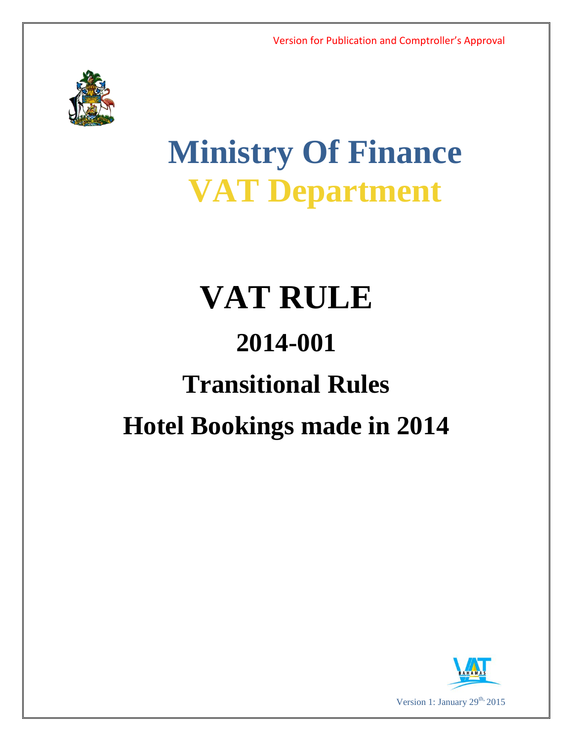Version for Publication and Comptroller's Approval

# Ministry Of Finance

# VAT Department

# VAT RULE

## 2014-001

## Transitional Rules

## Hotel Bookings made in 2014

Version 1: January 29th, 2015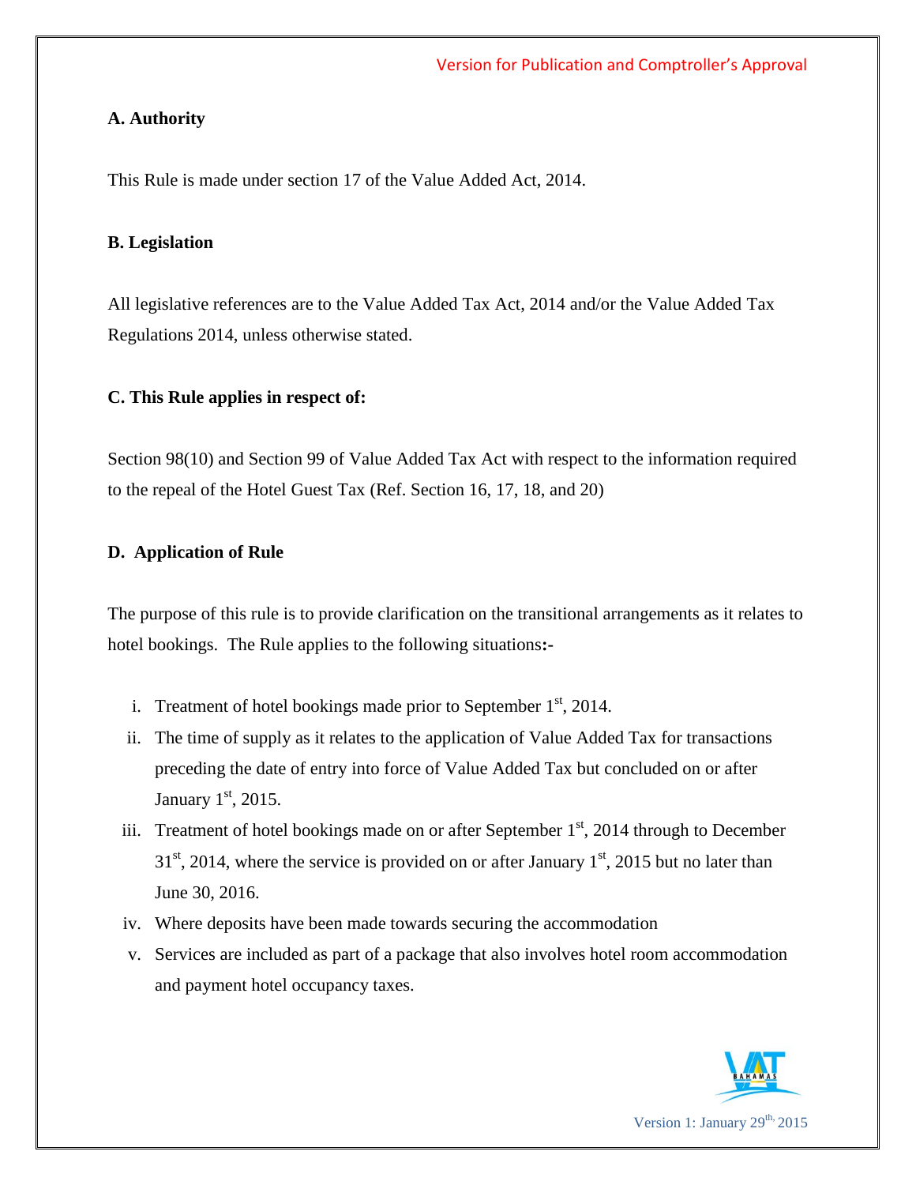## A. Authority

This Rule is made under section 17 of the Value Added Act, 2014.

## B. Legislation

All legislative references are to the Value Added Tax Act, 2014 and/or the Value Added Tax Regulations 2014, unless otherwise stated.

## C. This Rule applies in respect of:

Section 98(10) and Section 99 of Value Added Tax Act with respect to the information required to the repeal of the Hotel Guest Tax (Ref. Section 16, 17, 18, and 20)

## D. Application of Rule

The purpose of this rule is to provide clarification on the transitional arrangements as it relates to hotel bookings. The Rule applies to the following situations**:-**

i. Treatment of hotel bookings made prior to September 1st, 2014.
ii. The time of supply as it relates to the application of Value Added Tax for transactions preceding the date of entry into force of Value Added Tax but concluded on or after January 1st, 2015.
iii. Treatment of hotel bookings made on or after September 1st, 2014 through to December 31st, 2014, where the service is provided on or after January 1st, 2015 but no later than June 30, 2016.
iv. Where deposits have been made towards securing the accommodation
v. Services are included as part of a package that also involves hotel room accommodation and payment hotel occupancy taxes.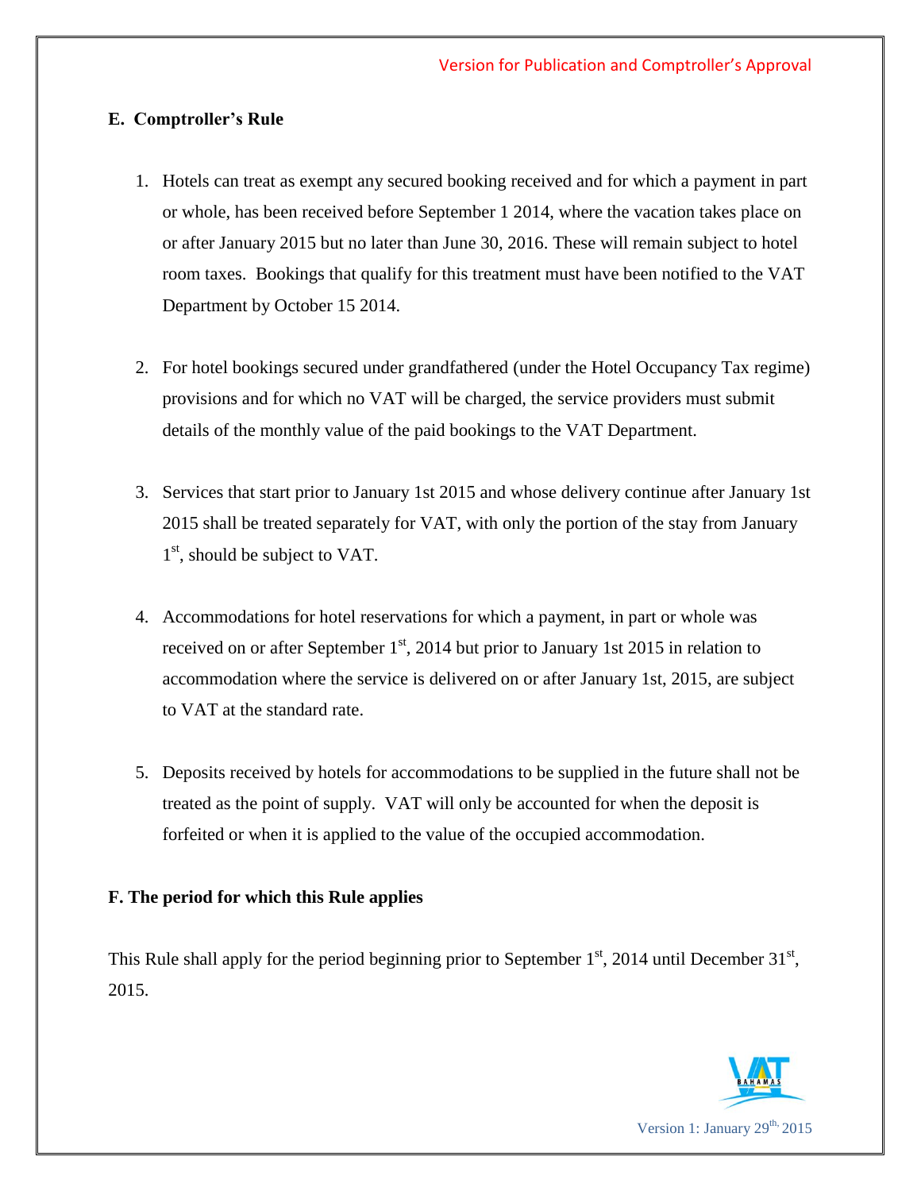## E. Comptroller's Rule

1. Hotels can treat as exempt any secured booking received and for which a payment in part or whole, has been received before September 1 2014, where the vacation takes place on or after January 2015 but no later than June 30, 2016. These will remain subject to hotel room taxes. Bookings that qualify for this treatment must have been notified to the VAT Department by October 15 2014.

2. For hotel bookings secured under grandfathered (under the Hotel Occupancy Tax regime) provisions and for which no VAT will be charged, the service providers must submit details of the monthly value of the paid bookings to the VAT Department.

3. Services that start prior to January 1st 2015 and whose delivery continue after January 1st 2015 shall be treated separately for VAT, with only the portion of the stay from January 1st, should be subject to VAT.

4. Accommodations for hotel reservations for which a payment, in part or whole was received on or after September 1st, 2014 but prior to January 1st 2015 in relation to accommodation where the service is delivered on or after January 1st, 2015, are subject to VAT at the standard rate.

5. Deposits received by hotels for accommodations to be supplied in the future shall not be treated as the point of supply. VAT will only be accounted for when the deposit is forfeited or when it is applied to the value of the occupied accommodation.

## F. The period for which this Rule applies

This Rule shall apply for the period beginning prior to September 1st, 2014 until December 31st, 2015.